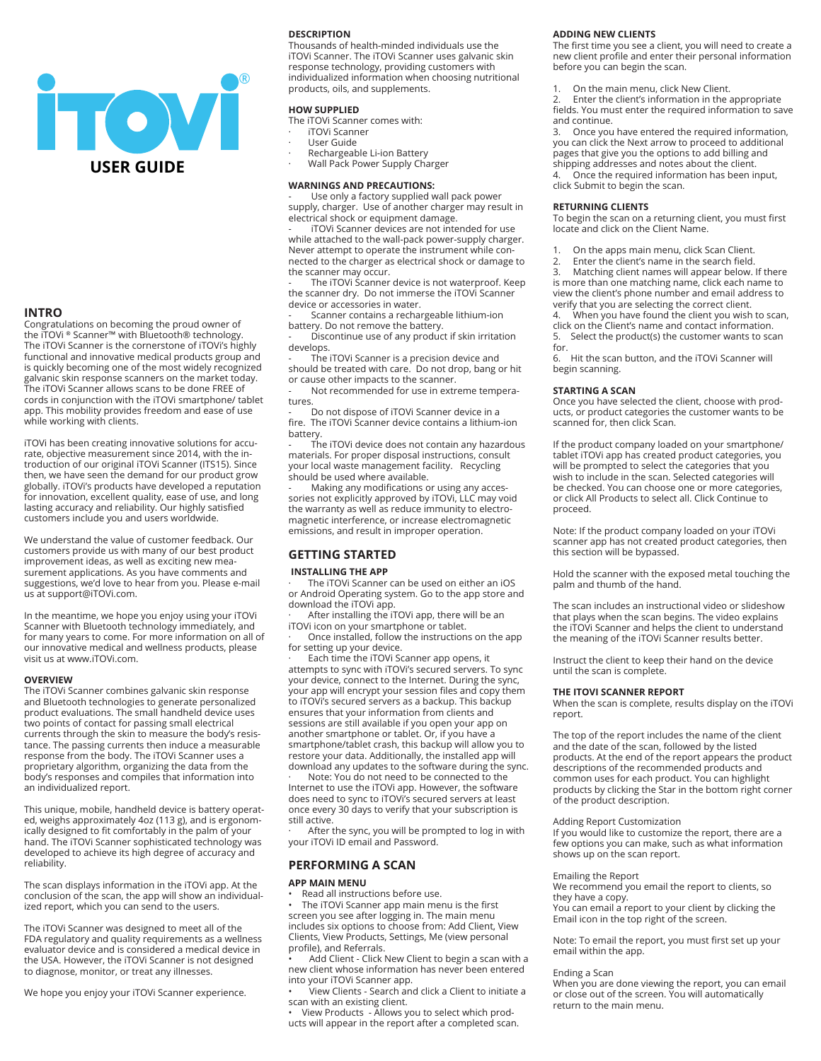# iTOVi®

## USER GUIDE

## INTRO

Congratulations on becoming the proud owner of the iTOVi ® Scanner™ with Bluetooth® technology. The iTOVi Scanner is the cornerstone of iTOVi's highly functional and innovative medical products group and is quickly becoming one of the most widely recognized galvanic skin response scanners on the market today. The iTOVi Scanner allows scans to be done FREE of cords in conjunction with the iTOVi smartphone/ tablet app. This mobility provides freedom and ease of use while working with clients.

iTOVi has been creating innovative solutions for accurate, objective measurement since 2014, with the introduction of our original iTOVi Scanner (ITS15). Since then, we have seen the demand for our product grow globally. iTOVi's products have developed a reputation for innovation, excellent quality, ease of use, and long lasting accuracy and reliability. Our highly satisfied customers include you and users worldwide.

We understand the value of customer feedback. Our customers provide us with many of our best product improvement ideas, as well as exciting new measurement applications. As you have comments and suggestions, we'd love to hear from you. Please e-mail us at support@iTOVi.com.

In the meantime, we hope you enjoy using your iTOVi Scanner with Bluetooth technology immediately, and for many years to come. For more information on all of our innovative medical and wellness products, please visit us at www.iTOVi.com.

### OVERVIEW

The iTOVi Scanner combines galvanic skin response and Bluetooth technologies to generate personalized product evaluations. The small handheld device uses two points of contact for passing small electrical currents through the skin to measure the body's resistance. The passing currents then induce a measurable response from the body. The iTOVi Scanner uses a proprietary algorithm, organizing the data from the body's responses and compiles that information into an individualized report.

This unique, mobile, handheld device is battery operated, weighs approximately 4oz (113 g), and is ergonomically designed to fit comfortably in the palm of your hand. The iTOVi Scanner sophisticated technology was developed to achieve its high degree of accuracy and reliability.

The scan displays information in the iTOVi app. At the conclusion of the scan, the app will show an individualized report, which you can send to the users.

The iTOVi Scanner was designed to meet all of the FDA regulatory and quality requirements as a wellness evaluator device and is considered a medical device in the USA. However, the iTOVi Scanner is not designed to diagnose, monitor, or treat any illnesses.

We hope you enjoy your iTOVi Scanner experience.

### DESCRIPTION

Thousands of health-minded individuals use the iTOVi Scanner. The iTOVi Scanner uses galvanic skin response technology, providing customers with individualized information when choosing nutritional products, oils, and supplements.

### HOW SUPPLIED

The iTOVi Scanner comes with:

- iTOVi Scanner
- User Guide
- Rechargeable Li-ion Battery
- Wall Pack Power Supply Charger

### WARNINGS AND PRECAUTIONS:

- Use only a factory supplied wall pack power supply, charger. Use of another charger may result in electrical shock or equipment damage.
- iTOVi Scanner devices are not intended for use while attached to the wall-pack power-supply charger. Never attempt to operate the instrument while connected to the charger as electrical shock or damage to the scanner may occur.
- The iTOVi Scanner device is not waterproof. Keep the scanner dry. Do not immerse the iTOVi Scanner device or accessories in water.
- Scanner contains a rechargeable lithium-ion battery. Do not remove the battery.
- Discontinue use of any product if skin irritation develops.
- The iTOVi Scanner is a precision device and should be treated with care. Do not drop, bang or hit or cause other impacts to the scanner.
- Not recommended for use in extreme temperatures.
- Do not dispose of iTOVi Scanner device in a fire. The iTOVi Scanner device contains a lithium-ion battery.
- The iTOVi device does not contain any hazardous materials. For proper disposal instructions, consult your local waste management facility. Recycling should be used where available.
- Making any modifications or using any accessories not explicitly approved by iTOVi, LLC may void the warranty as well as reduce immunity to electromagnetic interference, or increase electromagnetic emissions, and result in improper operation.

## GETTING STARTED

### INSTALLING THE APP

- The iTOVi Scanner can be used on either an iOS or Android Operating system. Go to the app store and download the iTOVi app.
- After installing the iTOVi app, there will be an iTOVi icon on your smartphone or tablet.
- Once installed, follow the instructions on the app for setting up your device.
- Each time the iTOVi Scanner app opens, it attempts to sync with iTOVi's secured servers. To sync your device, connect to the Internet. During the sync, your app will encrypt your session files and copy them to iTOVi's secured servers as a backup. This backup ensures that your information from clients and sessions are still available if you open your app on another smartphone or tablet. Or, if you have a smartphone/tablet crash, this backup will allow you to restore your data. Additionally, the installed app will download any updates to the software during the sync.
- Note: You do not need to be connected to the Internet to use the iTOVi app. However, the software does need to sync to iTOVi's secured servers at least once every 30 days to verify that your subscription is still active.
- After the sync, you will be prompted to log in with your iTOVi ID email and Password.

## PERFORMING A SCAN

### APP MAIN MENU

- Read all instructions before use.
- The iTOVi Scanner app main menu is the first screen you see after logging in. The main menu includes six options to choose from: Add Client, View Clients, View Products, Settings, Me (view personal profile), and Referrals.
- Add Client - Click New Client to begin a scan with a new client whose information has never been entered into your iTOVi Scanner app.
- View Clients - Search and click a Client to initiate a scan with an existing client.
- View Products - Allows you to select which products will appear in the report after a completed scan.

### ADDING NEW CLIENTS

The first time you see a client, you will need to create a new client profile and enter their personal information before you can begin the scan.

1. On the main menu, click New Client.
2. Enter the client's information in the appropriate fields. You must enter the required information to save and continue.
3. Once you have entered the required information, you can click the Next arrow to proceed to additional pages that give you the options to add billing and shipping addresses and notes about the client.
4. Once the required information has been input, click Submit to begin the scan.

### RETURNING CLIENTS

To begin the scan on a returning client, you must first locate and click on the Client Name.

1. On the apps main menu, click Scan Client.
2. Enter the client's name in the search field.
3. Matching client names will appear below. If there is more than one matching name, click each name to view the client's phone number and email address to verify that you are selecting the correct client.
4. When you have found the client you wish to scan, click on the Client's name and contact information.
5. Select the product(s) the customer wants to scan for.
6. Hit the scan button, and the iTOVi Scanner will begin scanning.

### STARTING A SCAN

Once you have selected the client, choose with products, or product categories the customer wants to be scanned for, then click Scan.

If the product company loaded on your smartphone/ tablet iTOVi app has created product categories, you will be prompted to select the categories that you wish to include in the scan. Selected categories will be checked. You can choose one or more categories, or click All Products to select all. Click Continue to proceed.

Note: If the product company loaded on your iTOVi scanner app has not created product categories, then this section will be bypassed.

Hold the scanner with the exposed metal touching the palm and thumb of the hand.

The scan includes an instructional video or slideshow that plays when the scan begins. The video explains the iTOVi Scanner and helps the client to understand the meaning of the iTOVi Scanner results better.

Instruct the client to keep their hand on the device until the scan is complete.

### THE ITOVI SCANNER REPORT

When the scan is complete, results display on the iTOVi report.

The top of the report includes the name of the client and the date of the scan, followed by the listed products. At the end of the report appears the product descriptions of the recommended products and common uses for each product. You can highlight products by clicking the Star in the bottom right corner of the product description.

Adding Report Customization
If you would like to customize the report, there are a few options you can make, such as what information shows up on the scan report.

Emailing the Report
We recommend you email the report to clients, so they have a copy.
You can email a report to your client by clicking the Email icon in the top right of the screen.

Note: To email the report, you must first set up your email within the app.

Ending a Scan
When you are done viewing the report, you can email or close out of the screen. You will automatically return to the main menu.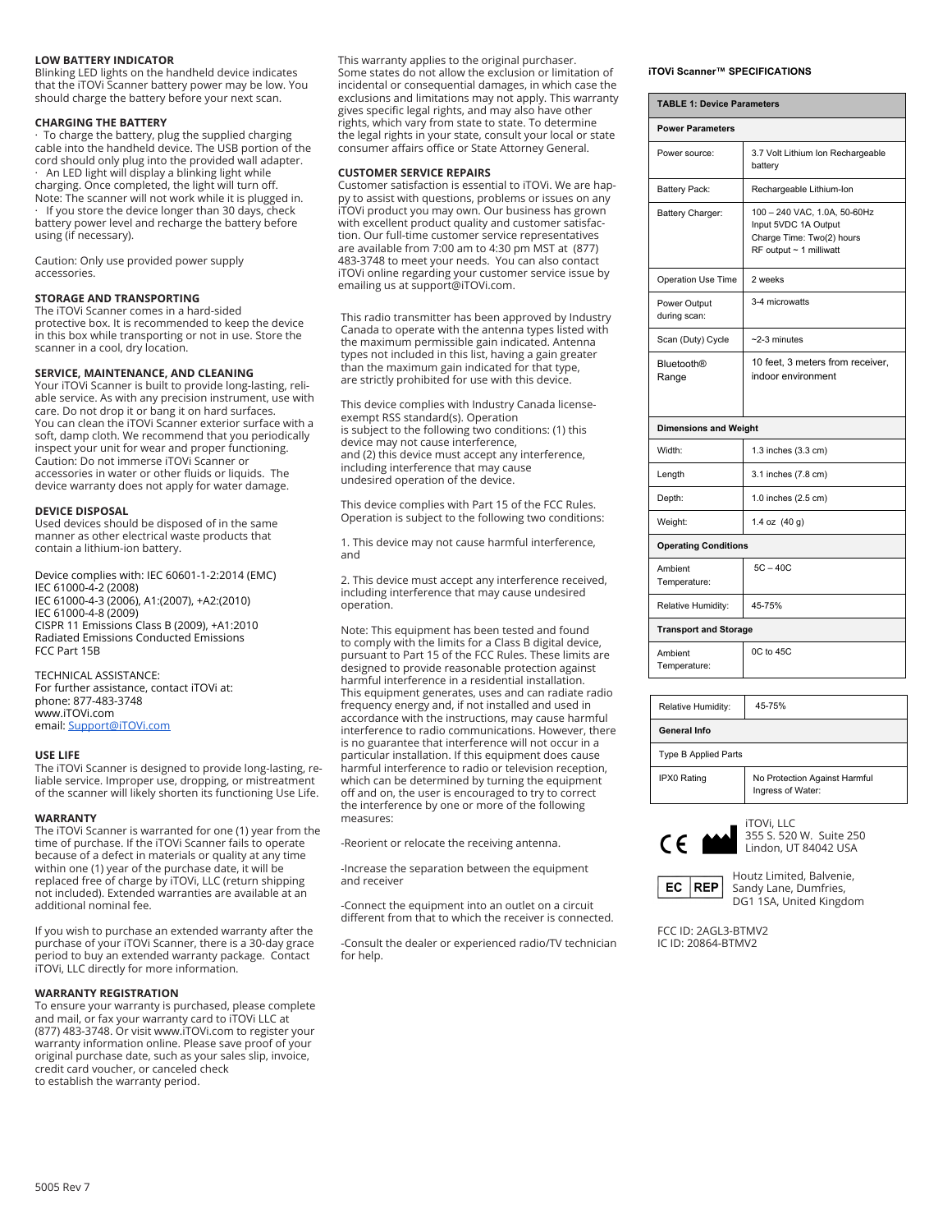**LOW BATTERY INDICATOR**

Blinking LED lights on the handheld device indicates that the iTOVi Scanner battery power may be low. You should charge the battery before your next scan.

**CHARGING THE BATTERY**

· To charge the battery, plug the supplied charging cable into the handheld device. The USB portion of the cord should only plug into the provided wall adapter.
· An LED light will display a blinking light while charging. Once completed, the light will turn off. Note: The scanner will not work while it is plugged in.
· If you store the device longer than 30 days, check battery power level and recharge the battery before using (if necessary).

Caution: Only use provided power supply accessories.

**STORAGE AND TRANSPORTING**

The iTOVi Scanner comes in a hard-sided protective box. It is recommended to keep the device in this box while transporting or not in use. Store the scanner in a cool, dry location.

**SERVICE, MAINTENANCE, AND CLEANING**

Your iTOVi Scanner is built to provide long-lasting, reliable service. As with any precision instrument, use with care. Do not drop it or bang it on hard surfaces. You can clean the iTOVi Scanner exterior surface with a soft, damp cloth. We recommend that you periodically inspect your unit for wear and proper functioning. Caution: Do not immerse iTOVi Scanner or accessories in water or other fluids or liquids. The device warranty does not apply for water damage.

**DEVICE DISPOSAL**

Used devices should be disposed of in the same manner as other electrical waste products that contain a lithium-ion battery.

Device complies with: IEC 60601-1-2:2014 (EMC)
IEC 61000-4-2 (2008)
IEC 61000-4-3 (2006), A1:(2007), +A2:(2010)
IEC 61000-4-8 (2009)
CISPR 11 Emissions Class B (2009), +A1:2010
Radiated Emissions Conducted Emissions
FCC Part 15B

TECHNICAL ASSISTANCE:
For further assistance, contact iTOVi at:
phone: 877-483-3748
www.iTOVi.com
email: Support@iTOVi.com

**USE LIFE**

The iTOVi Scanner is designed to provide long-lasting, reliable service. Improper use, dropping, or mistreatment of the scanner will likely shorten its functioning Use Life.

**WARRANTY**

The iTOVi Scanner is warranted for one (1) year from the time of purchase. If the iTOVi Scanner fails to operate because of a defect in materials or quality at any time within one (1) year of the purchase date, it will be replaced free of charge by iTOVi, LLC (return shipping not included). Extended warranties are available at an additional nominal fee.

If you wish to purchase an extended warranty after the purchase of your iTOVi Scanner, there is a 30-day grace period to buy an extended warranty package. Contact iTOVi, LLC directly for more information.

**WARRANTY REGISTRATION**

To ensure your warranty is purchased, please complete and mail, or fax your warranty card to iTOVi LLC at (877) 483-3748. Or visit www.iTOVi.com to register your warranty information online. Please save proof of your original purchase date, such as your sales slip, invoice, credit card voucher, or canceled check to establish the warranty period.

This warranty applies to the original purchaser. Some states do not allow the exclusion or limitation of incidental or consequential damages, in which case the exclusions and limitations may not apply. This warranty gives specific legal rights, and may also have other rights, which vary from state to state. To determine the legal rights in your state, consult your local or state consumer affairs office or State Attorney General.

**CUSTOMER SERVICE REPAIRS**

Customer satisfaction is essential to iTOVi. We are happy to assist with questions, problems or issues on any iTOVi product you may own. Our business has grown with excellent product quality and customer satisfaction. Our full-time customer service representatives are available from 7:00 am to 4:30 pm MST at (877) 483-3748 to meet your needs. You can also contact iTOVi online regarding your customer service issue by emailing us at support@iTOVi.com.

This radio transmitter has been approved by Industry Canada to operate with the antenna types listed with the maximum permissible gain indicated. Antenna types not included in this list, having a gain greater than the maximum gain indicated for that type, are strictly prohibited for use with this device.

This device complies with Industry Canada license-exempt RSS standard(s). Operation is subject to the following two conditions: (1) this device may not cause interference, and (2) this device must accept any interference, including interference that may cause undesired operation of the device.

This device complies with Part 15 of the FCC Rules. Operation is subject to the following two conditions:

1. This device may not cause harmful interference, and

2. This device must accept any interference received, including interference that may cause undesired operation.

Note: This equipment has been tested and found to comply with the limits for a Class B digital device, pursuant to Part 15 of the FCC Rules. These limits are designed to provide reasonable protection against harmful interference in a residential installation. This equipment generates, uses and can radiate radio frequency energy and, if not installed and used in accordance with the instructions, may cause harmful interference to radio communications. However, there is no guarantee that interference will not occur in a particular installation. If this equipment does cause harmful interference to radio or television reception, which can be determined by turning the equipment off and on, the user is encouraged to try to correct the interference by one or more of the following measures:

-Reorient or relocate the receiving antenna.

-Increase the separation between the equipment and receiver

-Connect the equipment into an outlet on a circuit different from that to which the receiver is connected.

-Consult the dealer or experienced radio/TV technician for help.

**iTOVi Scanner™ SPECIFICATIONS**

| TABLE 1: Device Parameters | |
|---|---|
| **Power Parameters** | |
| Power source: | 3.7 Volt Lithium Ion Rechargeable battery |
| Battery Pack: | Rechargeable Lithium-Ion |
| Battery Charger: | 100 – 240 VAC, 1.0A, 50-60Hz Input 5VDC 1A Output Charge Time: Two(2) hours RF output ~ 1 milliwatt |
| Operation Use Time | 2 weeks |
| Power Output during scan: | 3-4 microwatts |
| Scan (Duty) Cycle | ~2-3 minutes |
| Bluetooth® Range | 10 feet, 3 meters from receiver, indoor environment |
| **Dimensions and Weight** | |
| Width: | 1.3 inches (3.3 cm) |
| Length | 3.1 inches (7.8 cm) |
| Depth: | 1.0 inches (2.5 cm) |
| Weight: | 1.4 oz (40 g) |
| **Operating Conditions** | |
| Ambient Temperature: | 5C – 40C |
| Relative Humidity: | 45-75% |
| **Transport and Storage** | |
| Ambient Temperature: | 0C to 45C |
| Relative Humidity: | 45-75% |
| **General Info** | |
| Type B Applied Parts | |
| IPX0 Rating | No Protection Against Harmful Ingress of Water: |

CE

iTOVi, LLC
355 S. 520 W. Suite 250
Lindon, UT 84042 USA

EC REP

Houtz Limited, Balvenie,
Sandy Lane, Dumfries,
DG1 1SA, United Kingdom

FCC ID: 2AGL3-BTMV2
IC ID: 20864-BTMV2

5005 Rev 7